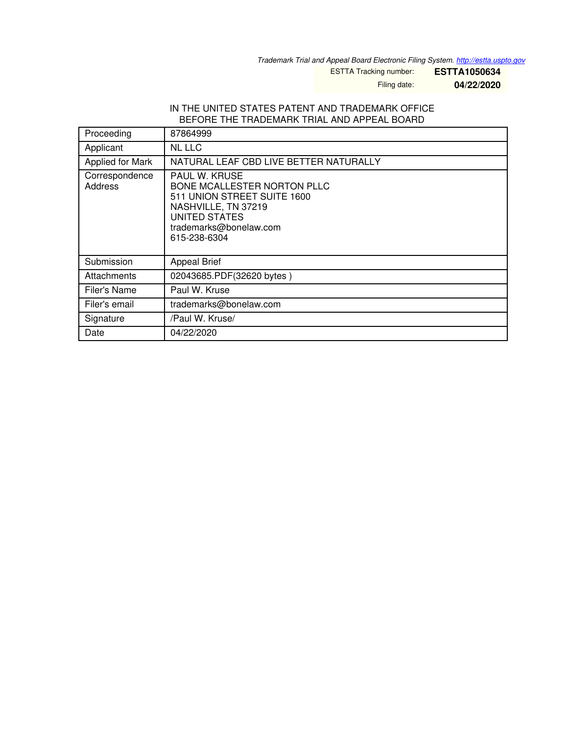Trademark Trial and Appeal Board Electronic Filing System. http://estta.uspto.gov

| ESTTA Tracking number: | **ESTTA1050634** |
|---|---|
| Filing date: | **04/22/2020** |

IN THE UNITED STATES PATENT AND TRADEMARK OFFICE
BEFORE THE TRADEMARK TRIAL AND APPEAL BOARD

| Proceeding | 87864999 |
|---|---|
| Applicant | NL LLC |
| Applied for Mark | NATURAL LEAF CBD LIVE BETTER NATURALLY |
| Correspondence Address | PAUL W. KRUSE<br>BONE MCALLESTER NORTON PLLC<br>511 UNION STREET SUITE 1600<br>NASHVILLE, TN 37219<br>UNITED STATES<br>trademarks@bonelaw.com<br>615-238-6304 |
| Submission | Appeal Brief |
| Attachments | 02043685.PDF(32620 bytes ) |
| Filer's Name | Paul W. Kruse |
| Filer's email | trademarks@bonelaw.com |
| Signature | /Paul W. Kruse/ |
| Date | 04/22/2020 |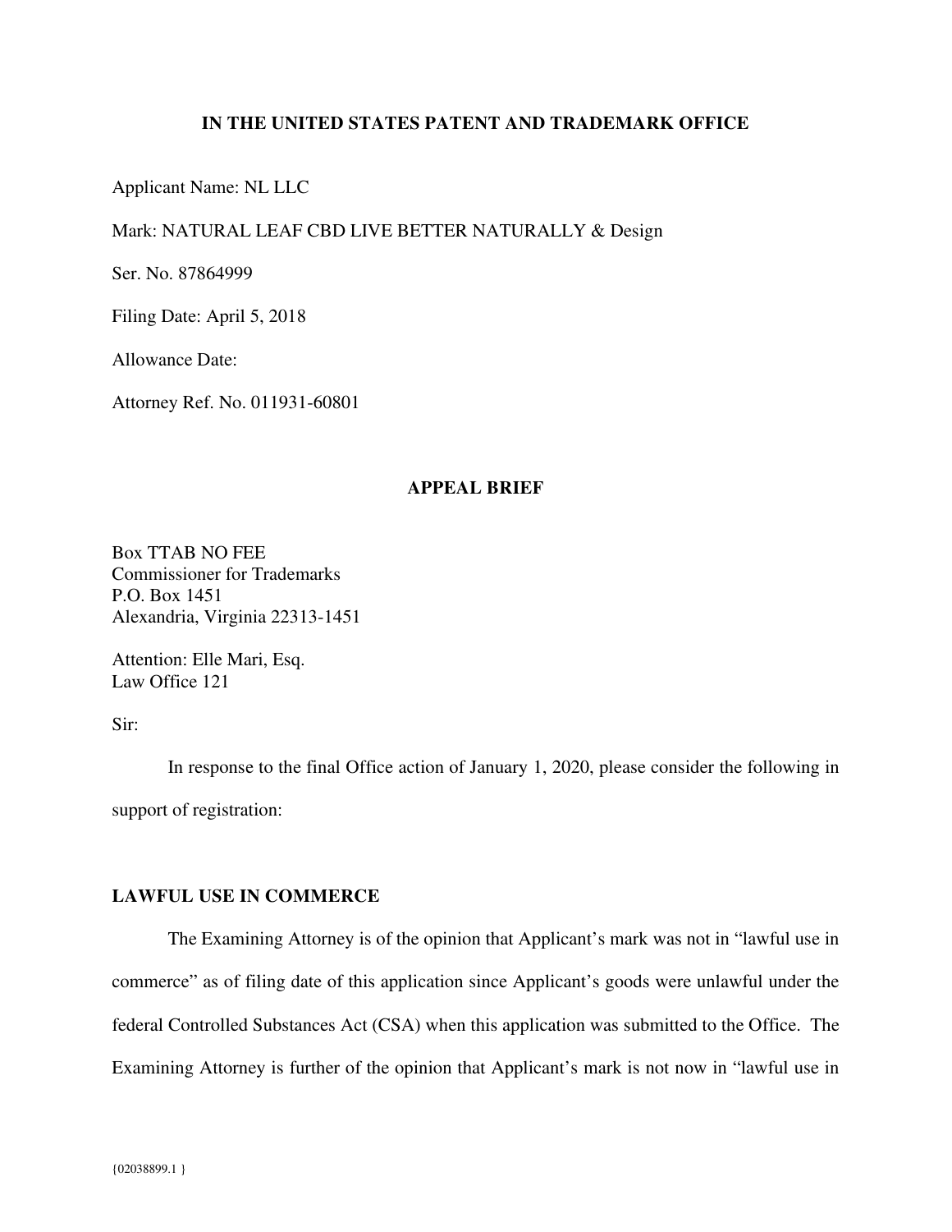**IN THE UNITED STATES PATENT AND TRADEMARK OFFICE**

Applicant Name: NL LLC

Mark: NATURAL LEAF CBD LIVE BETTER NATURALLY & Design

Ser. No. 87864999

Filing Date: April 5, 2018

Allowance Date:

Attorney Ref. No. 011931-60801

**APPEAL BRIEF**

Box TTAB NO FEE  
Commissioner for Trademarks  
P.O. Box 1451  
Alexandria, Virginia 22313-1451

Attention: Elle Mari, Esq.  
Law Office 121

Sir:

In response to the final Office action of January 1, 2020, please consider the following in support of registration:

**LAWFUL USE IN COMMERCE**

The Examining Attorney is of the opinion that Applicant's mark was not in "lawful use in commerce" as of filing date of this application since Applicant's goods were unlawful under the federal Controlled Substances Act (CSA) when this application was submitted to the Office. The Examining Attorney is further of the opinion that Applicant's mark is not now in "lawful use in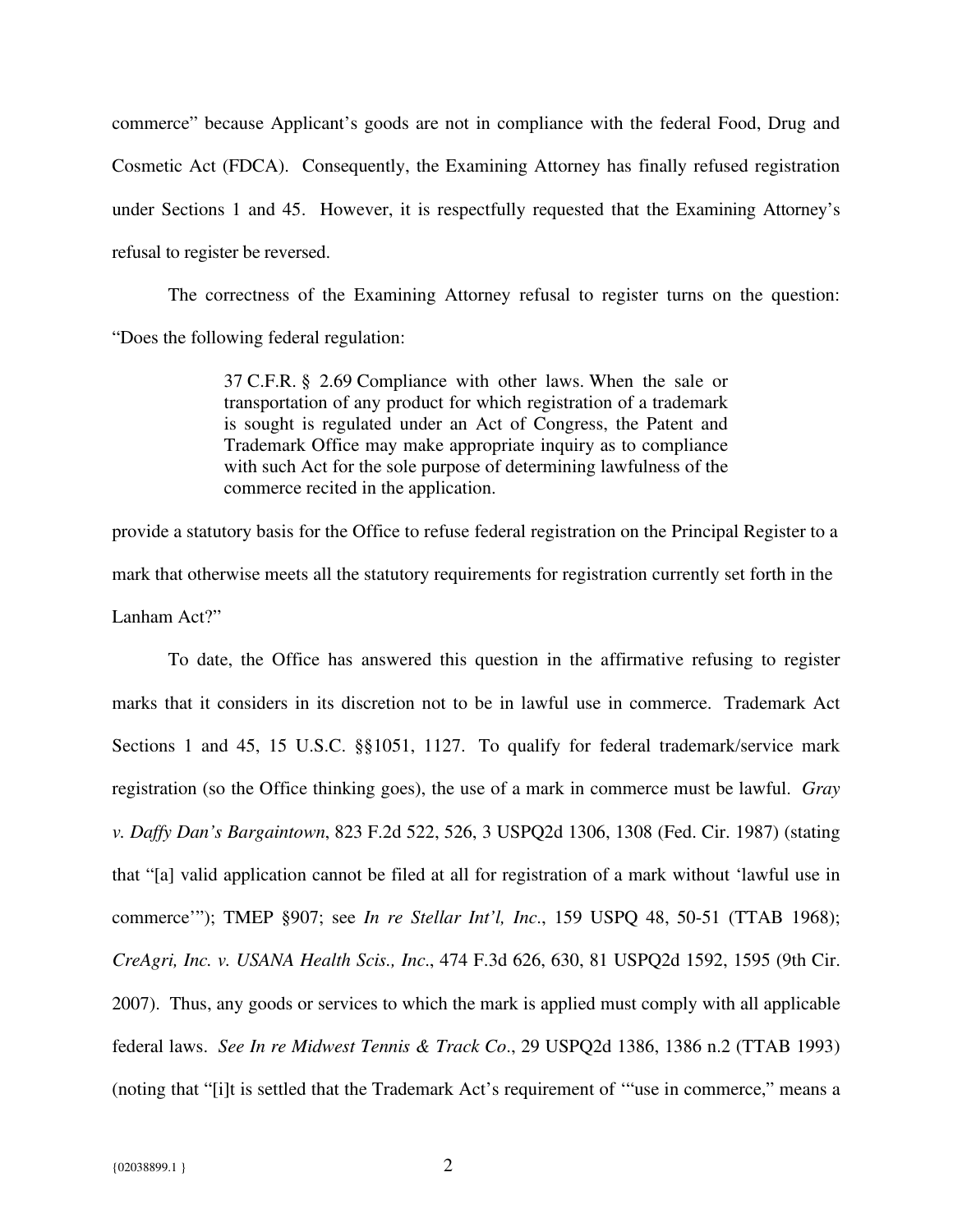commerce" because Applicant's goods are not in compliance with the federal Food, Drug and Cosmetic Act (FDCA). Consequently, the Examining Attorney has finally refused registration under Sections 1 and 45. However, it is respectfully requested that the Examining Attorney's refusal to register be reversed.

The correctness of the Examining Attorney refusal to register turns on the question: "Does the following federal regulation:

> 37 C.F.R. § 2.69 Compliance with other laws. When the sale or transportation of any product for which registration of a trademark is sought is regulated under an Act of Congress, the Patent and Trademark Office may make appropriate inquiry as to compliance with such Act for the sole purpose of determining lawfulness of the commerce recited in the application.

provide a statutory basis for the Office to refuse federal registration on the Principal Register to a mark that otherwise meets all the statutory requirements for registration currently set forth in the Lanham Act?"

To date, the Office has answered this question in the affirmative refusing to register marks that it considers in its discretion not to be in lawful use in commerce. Trademark Act Sections 1 and 45, 15 U.S.C. §§1051, 1127. To qualify for federal trademark/service mark registration (so the Office thinking goes), the use of a mark in commerce must be lawful. *Gray v. Daffy Dan's Bargaintown*, 823 F.2d 522, 526, 3 USPQ2d 1306, 1308 (Fed. Cir. 1987) (stating that "[a] valid application cannot be filed at all for registration of a mark without 'lawful use in commerce'"); TMEP §907; see *In re Stellar Int'l, Inc*., 159 USPQ 48, 50-51 (TTAB 1968); *CreAgri, Inc. v. USANA Health Scis., Inc*., 474 F.3d 626, 630, 81 USPQ2d 1592, 1595 (9th Cir. 2007). Thus, any goods or services to which the mark is applied must comply with all applicable federal laws. *See In re Midwest Tennis & Track Co*., 29 USPQ2d 1386, 1386 n.2 (TTAB 1993) (noting that "[i]t is settled that the Trademark Act's requirement of '"use in commerce," means a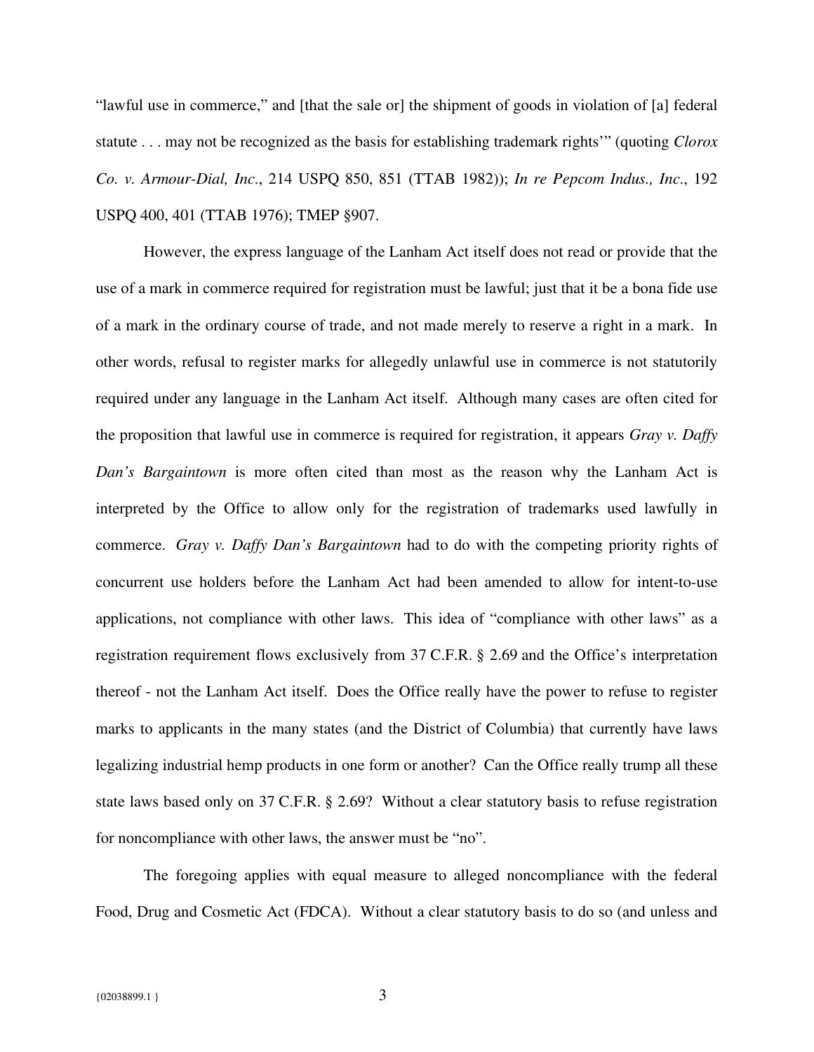"lawful use in commerce," and [that the sale or] the shipment of goods in violation of [a] federal statute . . . may not be recognized as the basis for establishing trademark rights'" (quoting *Clorox Co. v. Armour-Dial, Inc*., 214 USPQ 850, 851 (TTAB 1982)); *In re Pepcom Indus., Inc*., 192 USPQ 400, 401 (TTAB 1976); TMEP §907.

However, the express language of the Lanham Act itself does not read or provide that the use of a mark in commerce required for registration must be lawful; just that it be a bona fide use of a mark in the ordinary course of trade, and not made merely to reserve a right in a mark. In other words, refusal to register marks for allegedly unlawful use in commerce is not statutorily required under any language in the Lanham Act itself. Although many cases are often cited for the proposition that lawful use in commerce is required for registration, it appears *Gray v. Daffy Dan's Bargaintown* is more often cited than most as the reason why the Lanham Act is interpreted by the Office to allow only for the registration of trademarks used lawfully in commerce. *Gray v. Daffy Dan's Bargaintown* had to do with the competing priority rights of concurrent use holders before the Lanham Act had been amended to allow for intent-to-use applications, not compliance with other laws. This idea of "compliance with other laws" as a registration requirement flows exclusively from 37 C.F.R. § 2.69 and the Office's interpretation thereof - not the Lanham Act itself. Does the Office really have the power to refuse to register marks to applicants in the many states (and the District of Columbia) that currently have laws legalizing industrial hemp products in one form or another? Can the Office really trump all these state laws based only on 37 C.F.R. § 2.69? Without a clear statutory basis to refuse registration for noncompliance with other laws, the answer must be "no".

The foregoing applies with equal measure to alleged noncompliance with the federal Food, Drug and Cosmetic Act (FDCA). Without a clear statutory basis to do so (and unless and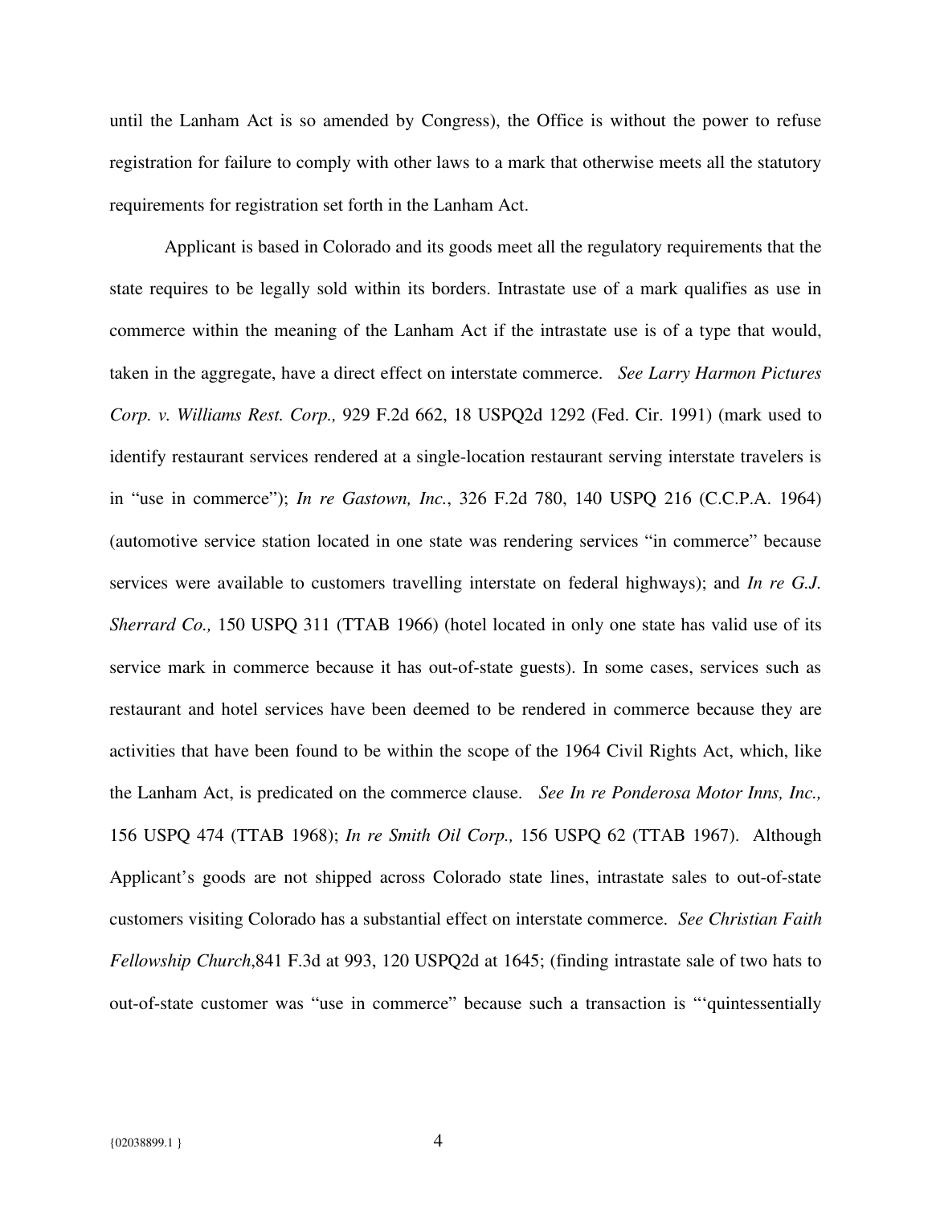until the Lanham Act is so amended by Congress), the Office is without the power to refuse registration for failure to comply with other laws to a mark that otherwise meets all the statutory requirements for registration set forth in the Lanham Act.

Applicant is based in Colorado and its goods meet all the regulatory requirements that the state requires to be legally sold within its borders. Intrastate use of a mark qualifies as use in commerce within the meaning of the Lanham Act if the intrastate use is of a type that would, taken in the aggregate, have a direct effect on interstate commerce. *See Larry Harmon Pictures Corp. v. Williams Rest. Corp.,* 929 F.2d 662, 18 USPQ2d 1292 (Fed. Cir. 1991) (mark used to identify restaurant services rendered at a single-location restaurant serving interstate travelers is in "use in commerce"); *In re Gastown, Inc.*, 326 F.2d 780, 140 USPQ 216 (C.C.P.A. 1964) (automotive service station located in one state was rendering services "in commerce" because services were available to customers travelling interstate on federal highways); and *In re G.J. Sherrard Co.,* 150 USPQ 311 (TTAB 1966) (hotel located in only one state has valid use of its service mark in commerce because it has out-of-state guests). In some cases, services such as restaurant and hotel services have been deemed to be rendered in commerce because they are activities that have been found to be within the scope of the 1964 Civil Rights Act, which, like the Lanham Act, is predicated on the commerce clause. *See In re Ponderosa Motor Inns, Inc.,* 156 USPQ 474 (TTAB 1968); *In re Smith Oil Corp.,* 156 USPQ 62 (TTAB 1967). Although Applicant's goods are not shipped across Colorado state lines, intrastate sales to out-of-state customers visiting Colorado has a substantial effect on interstate commerce. *See Christian Faith Fellowship Church*,841 F.3d at 993, 120 USPQ2d at 1645; (finding intrastate sale of two hats to out-of-state customer was "use in commerce" because such a transaction is "'quintessentially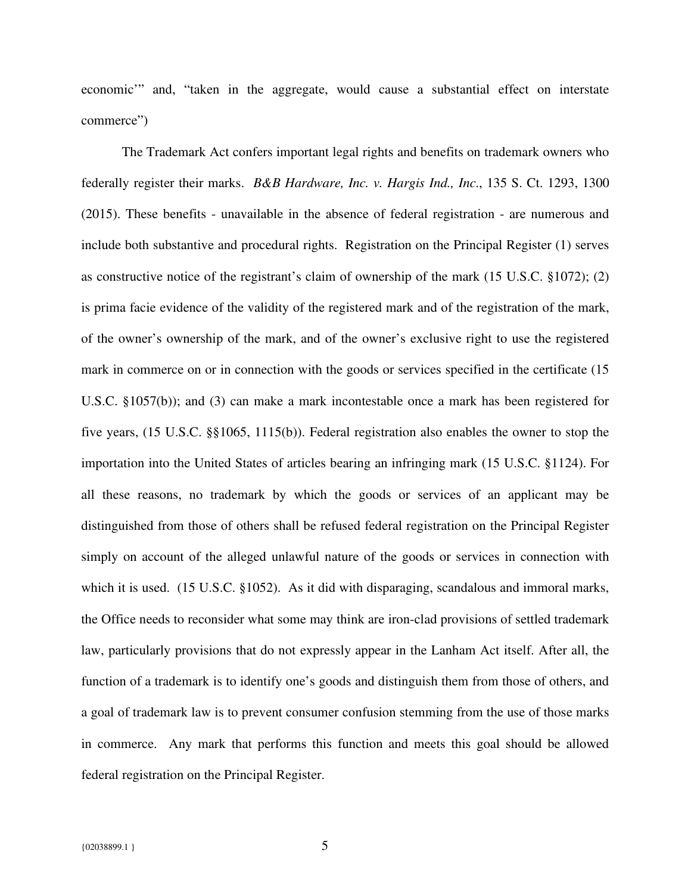economic'" and, "taken in the aggregate, would cause a substantial effect on interstate commerce")

The Trademark Act confers important legal rights and benefits on trademark owners who federally register their marks. *B&B Hardware, Inc. v. Hargis Ind., Inc.*, 135 S. Ct. 1293, 1300 (2015). These benefits - unavailable in the absence of federal registration - are numerous and include both substantive and procedural rights. Registration on the Principal Register (1) serves as constructive notice of the registrant's claim of ownership of the mark (15 U.S.C. §1072); (2) is prima facie evidence of the validity of the registered mark and of the registration of the mark, of the owner's ownership of the mark, and of the owner's exclusive right to use the registered mark in commerce on or in connection with the goods or services specified in the certificate (15 U.S.C. §1057(b)); and (3) can make a mark incontestable once a mark has been registered for five years, (15 U.S.C. §§1065, 1115(b)). Federal registration also enables the owner to stop the importation into the United States of articles bearing an infringing mark (15 U.S.C. §1124). For all these reasons, no trademark by which the goods or services of an applicant may be distinguished from those of others shall be refused federal registration on the Principal Register simply on account of the alleged unlawful nature of the goods or services in connection with which it is used. (15 U.S.C. §1052). As it did with disparaging, scandalous and immoral marks, the Office needs to reconsider what some may think are iron-clad provisions of settled trademark law, particularly provisions that do not expressly appear in the Lanham Act itself. After all, the function of a trademark is to identify one's goods and distinguish them from those of others, and a goal of trademark law is to prevent consumer confusion stemming from the use of those marks in commerce. Any mark that performs this function and meets this goal should be allowed federal registration on the Principal Register.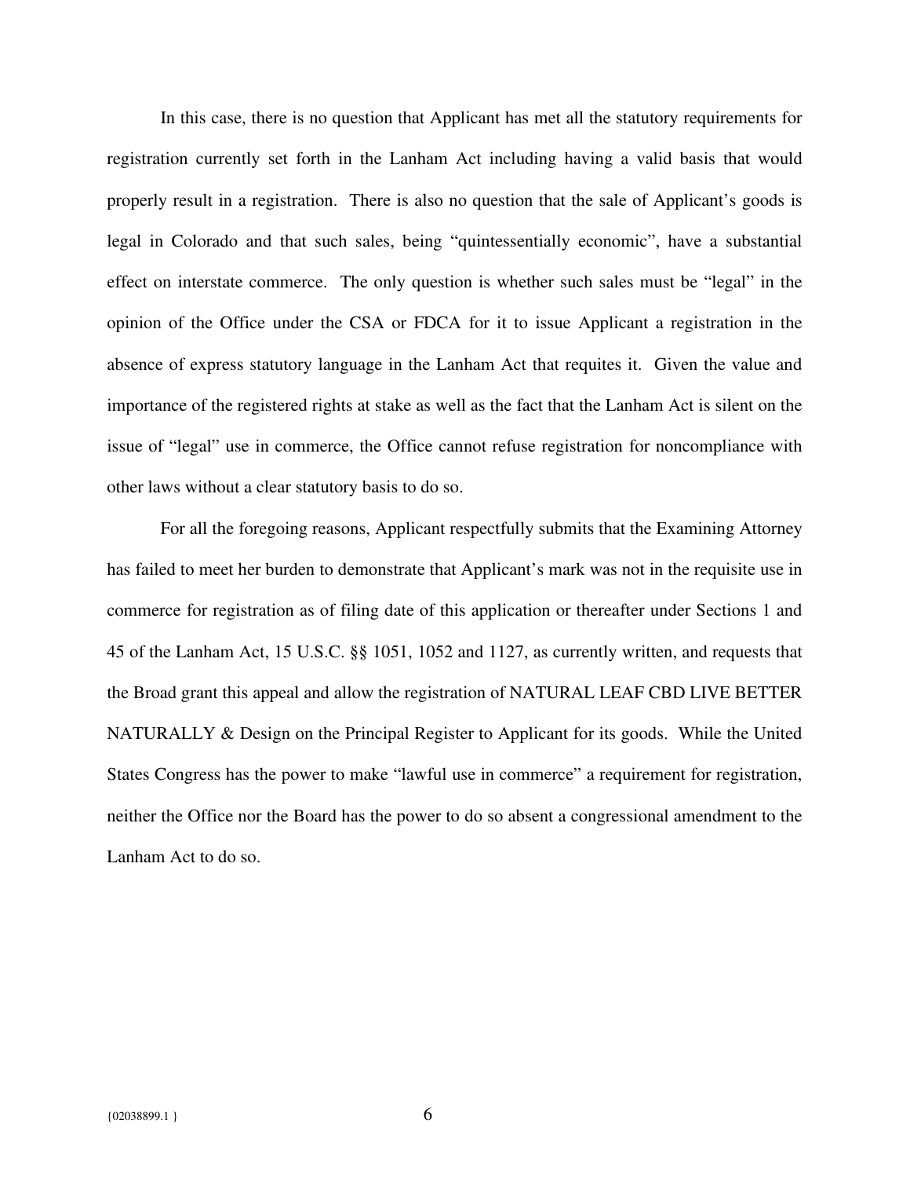In this case, there is no question that Applicant has met all the statutory requirements for registration currently set forth in the Lanham Act including having a valid basis that would properly result in a registration. There is also no question that the sale of Applicant's goods is legal in Colorado and that such sales, being "quintessentially economic", have a substantial effect on interstate commerce. The only question is whether such sales must be "legal" in the opinion of the Office under the CSA or FDCA for it to issue Applicant a registration in the absence of express statutory language in the Lanham Act that requites it. Given the value and importance of the registered rights at stake as well as the fact that the Lanham Act is silent on the issue of "legal" use in commerce, the Office cannot refuse registration for noncompliance with other laws without a clear statutory basis to do so.

For all the foregoing reasons, Applicant respectfully submits that the Examining Attorney has failed to meet her burden to demonstrate that Applicant's mark was not in the requisite use in commerce for registration as of filing date of this application or thereafter under Sections 1 and 45 of the Lanham Act, 15 U.S.C. §§ 1051, 1052 and 1127, as currently written, and requests that the Broad grant this appeal and allow the registration of NATURAL LEAF CBD LIVE BETTER NATURALLY & Design on the Principal Register to Applicant for its goods. While the United States Congress has the power to make "lawful use in commerce" a requirement for registration, neither the Office nor the Board has the power to do so absent a congressional amendment to the Lanham Act to do so.

{02038899.1 }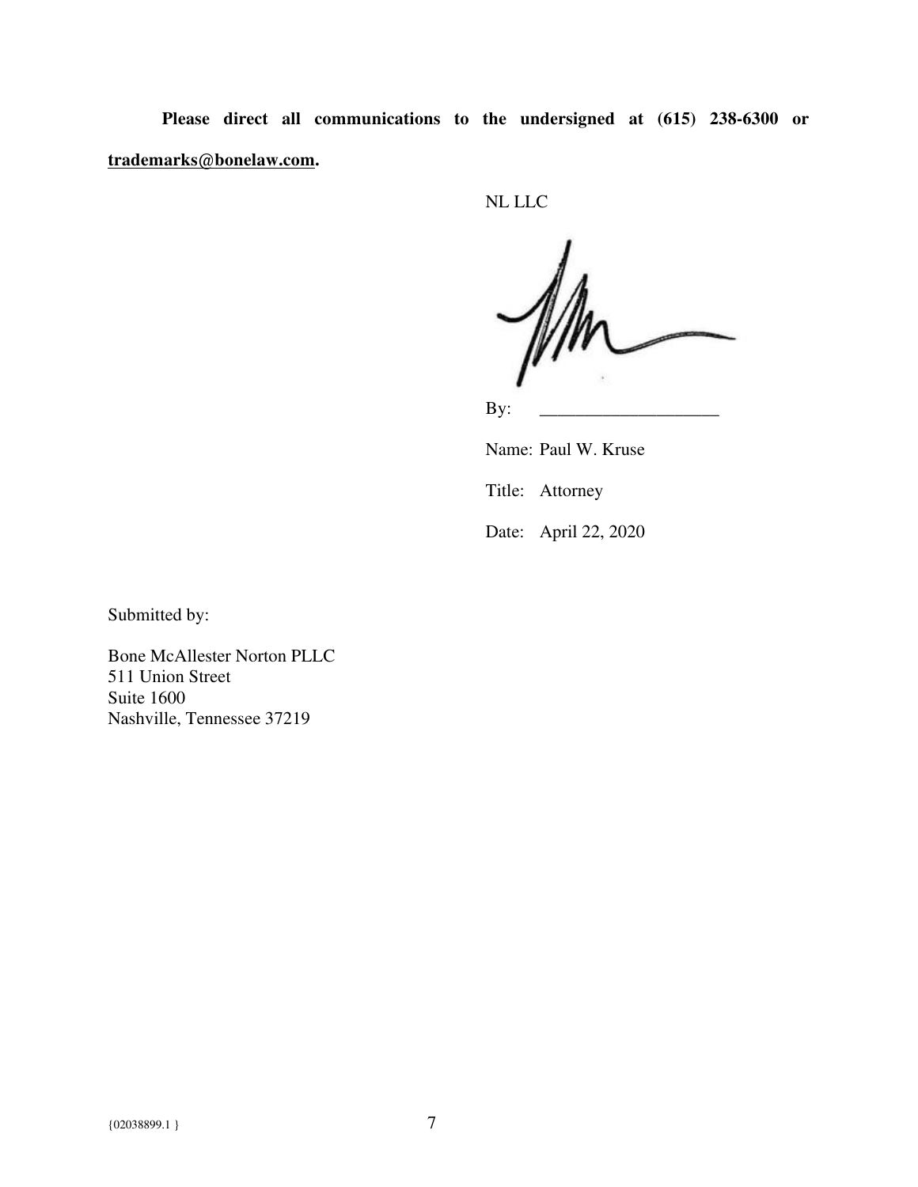**Please direct all communications to the undersigned at (615) 238-6300 or trademarks@bonelaw.com.**

NL LLC

By: ____________________

Name: Paul W. Kruse

Title: Attorney

Date: April 22, 2020

Submitted by:

Bone McAllester Norton PLLC
511 Union Street
Suite 1600
Nashville, Tennessee 37219

{02038899.1 }